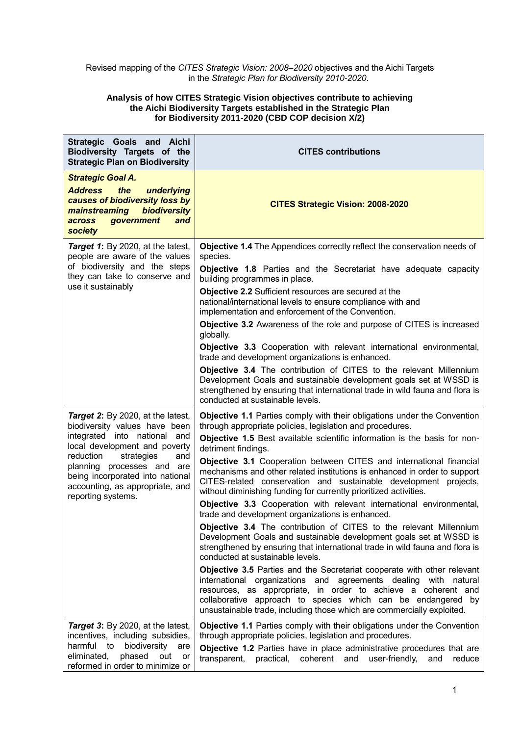Revised mapping of the *CITES Strategic Vision: 2008–2020* objectives and the Aichi Targets in the *Strategic Plan for Biodiversity 2010-2020*.

**Analysis of how CITES Strategic Vision objectives contribute to achieving the Aichi Biodiversity Targets established in the Strategic Plan for Biodiversity 2011-2020 (CBD COP decision X/2)**

| Strategic Goals and Aichi Biodiversity Targets of the Strategic Plan on Biodiversity | CITES contributions |
|---|---|
| ***Strategic Goal A. Address the underlying causes of biodiversity loss by mainstreaming biodiversity across government and society*** | **CITES Strategic Vision: 2008-2020** |
| ***Target 1*: By 2020, at the latest, people are aware of the values of biodiversity and the steps they can take to conserve and use it sustainably** | **Objective 1.4** The Appendices correctly reflect the conservation needs of species.<br>**Objective 1.8** Parties and the Secretariat have adequate capacity building programmes in place.<br>**Objective 2.2** Sufficient resources are secured at the national/international levels to ensure compliance with and implementation and enforcement of the Convention.<br>**Objective 3.2** Awareness of the role and purpose of CITES is increased globally.<br>**Objective 3.3** Cooperation with relevant international environmental, trade and development organizations is enhanced.<br>**Objective 3.4** The contribution of CITES to the relevant Millennium Development Goals and sustainable development goals set at WSSD is strengthened by ensuring that international trade in wild fauna and flora is conducted at sustainable levels. |
| ***Target 2*: By 2020, at the latest, biodiversity values have been integrated into national and local development and poverty reduction strategies and planning processes and are being incorporated into national accounting, as appropriate, and reporting systems.** | **Objective 1.1** Parties comply with their obligations under the Convention through appropriate policies, legislation and procedures.<br>**Objective 1.5** Best available scientific information is the basis for non-detriment findings.<br>**Objective 3.1** Cooperation between CITES and international financial mechanisms and other related institutions is enhanced in order to support CITES-related conservation and sustainable development projects, without diminishing funding for currently prioritized activities.<br>**Objective 3.3** Cooperation with relevant international environmental, trade and development organizations is enhanced.<br>**Objective 3.4** The contribution of CITES to the relevant Millennium Development Goals and sustainable development goals set at WSSD is strengthened by ensuring that international trade in wild fauna and flora is conducted at sustainable levels.<br>**Objective 3.5** Parties and the Secretariat cooperate with other relevant international organizations and agreements dealing with natural resources, as appropriate, in order to achieve a coherent and collaborative approach to species which can be endangered by unsustainable trade, including those which are commercially exploited. |
| ***Target 3*: By 2020, at the latest, incentives, including subsidies, harmful to biodiversity are eliminated, phased out or reformed in order to minimize or** | **Objective 1.1** Parties comply with their obligations under the Convention through appropriate policies, legislation and procedures.<br>**Objective 1.2** Parties have in place administrative procedures that are transparent, practical, coherent and user-friendly, and reduce |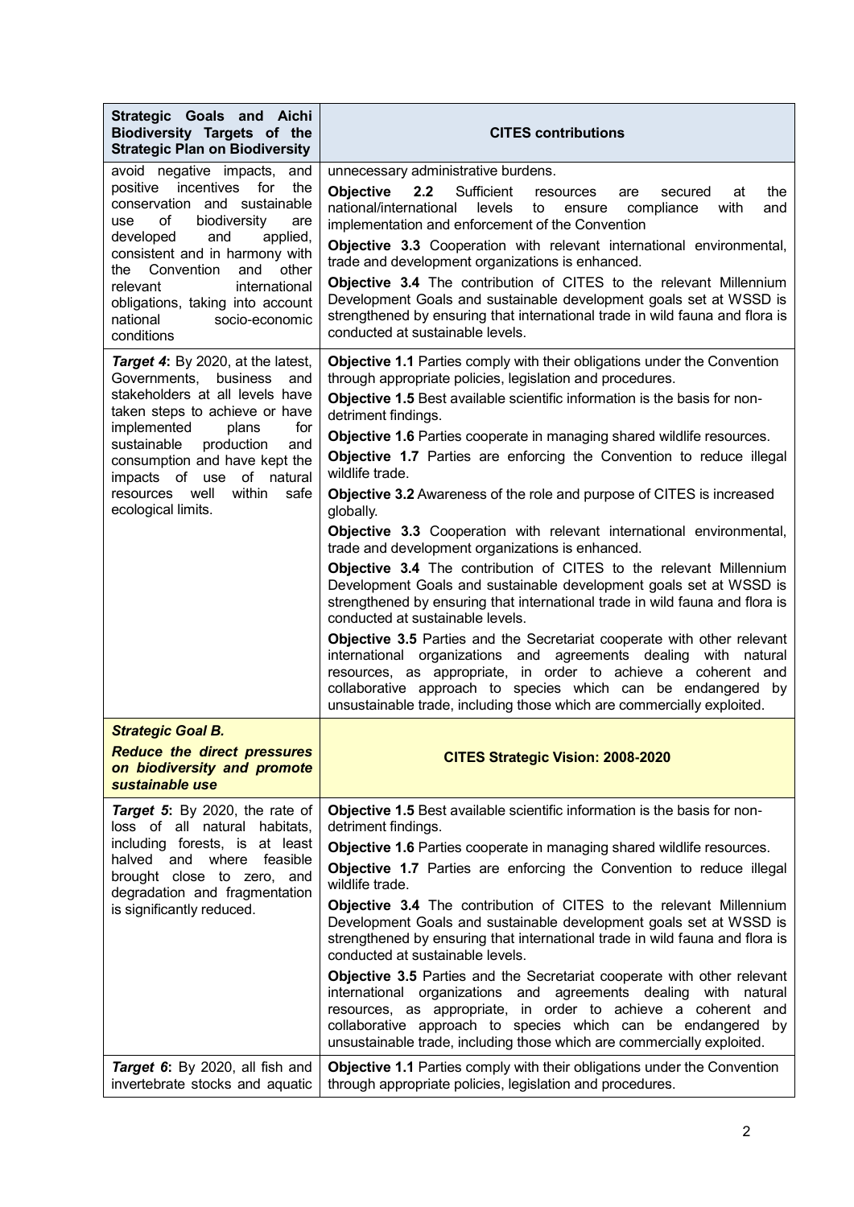| Strategic Goals and Aichi Biodiversity Targets of the Strategic Plan on Biodiversity | CITES contributions |
|---|---|
| avoid negative impacts, and positive incentives for the conservation and sustainable use of biodiversity are developed and applied, consistent and in harmony with the Convention and other relevant international obligations, taking into account national socio-economic conditions | unnecessary administrative burdens.<br>**Objective 2.2** Sufficient resources are secured at the national/international levels to ensure compliance with and implementation and enforcement of the Convention<br>**Objective 3.3** Cooperation with relevant international environmental, trade and development organizations is enhanced.<br>**Objective 3.4** The contribution of CITES to the relevant Millennium Development Goals and sustainable development goals set at WSSD is strengthened by ensuring that international trade in wild fauna and flora is conducted at sustainable levels. |
| ***Target 4*:** By 2020, at the latest, Governments, business and stakeholders at all levels have taken steps to achieve or have implemented plans for sustainable production and consumption and have kept the impacts of use of natural resources well within safe ecological limits. | **Objective 1.1** Parties comply with their obligations under the Convention through appropriate policies, legislation and procedures.<br>**Objective 1.5** Best available scientific information is the basis for non-detriment findings.<br>**Objective 1.6** Parties cooperate in managing shared wildlife resources.<br>**Objective 1.7** Parties are enforcing the Convention to reduce illegal wildlife trade.<br>**Objective 3.2** Awareness of the role and purpose of CITES is increased globally.<br>**Objective 3.3** Cooperation with relevant international environmental, trade and development organizations is enhanced.<br>**Objective 3.4** The contribution of CITES to the relevant Millennium Development Goals and sustainable development goals set at WSSD is strengthened by ensuring that international trade in wild fauna and flora is conducted at sustainable levels.<br>**Objective 3.5** Parties and the Secretariat cooperate with other relevant international organizations and agreements dealing with natural resources, as appropriate, in order to achieve a coherent and collaborative approach to species which can be endangered by unsustainable trade, including those which are commercially exploited. |
| ***Strategic Goal B.***<br>***Reduce the direct pressures on biodiversity and promote sustainable use*** | **CITES Strategic Vision: 2008-2020** |
| ***Target 5*:** By 2020, the rate of loss of all natural habitats, including forests, is at least halved and where feasible brought close to zero, and degradation and fragmentation is significantly reduced. | **Objective 1.5** Best available scientific information is the basis for non-detriment findings.<br>**Objective 1.6** Parties cooperate in managing shared wildlife resources.<br>**Objective 1.7** Parties are enforcing the Convention to reduce illegal wildlife trade.<br>**Objective 3.4** The contribution of CITES to the relevant Millennium Development Goals and sustainable development goals set at WSSD is strengthened by ensuring that international trade in wild fauna and flora is conducted at sustainable levels.<br>**Objective 3.5** Parties and the Secretariat cooperate with other relevant international organizations and agreements dealing with natural resources, as appropriate, in order to achieve a coherent and collaborative approach to species which can be endangered by unsustainable trade, including those which are commercially exploited. |
| ***Target 6*:** By 2020, all fish and invertebrate stocks and aquatic | **Objective 1.1** Parties comply with their obligations under the Convention through appropriate policies, legislation and procedures. |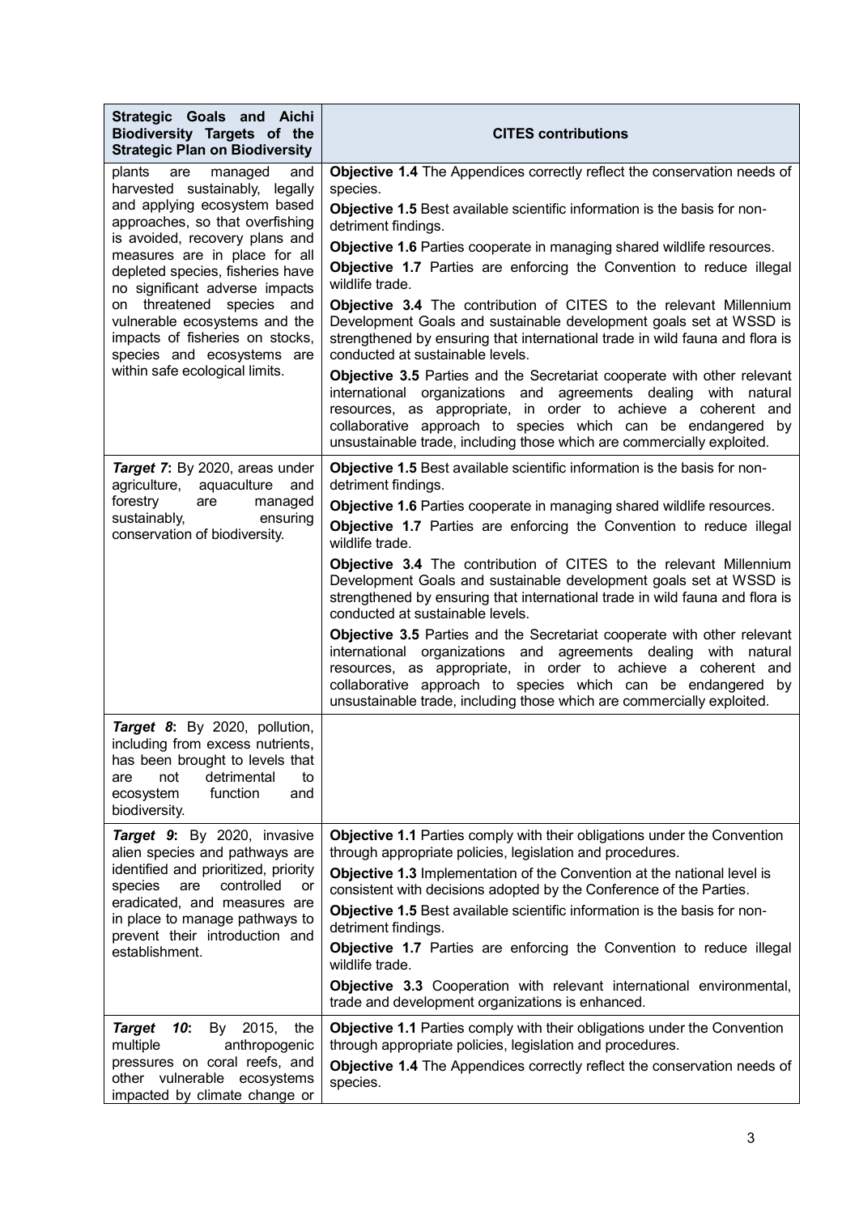| Strategic Goals and Aichi Biodiversity Targets of the Strategic Plan on Biodiversity | CITES contributions |
|---|---|
| plants are managed and harvested sustainably, legally and applying ecosystem based approaches, so that overfishing is avoided, recovery plans and measures are in place for all depleted species, fisheries have no significant adverse impacts on threatened species and vulnerable ecosystems and the impacts of fisheries on stocks, species and ecosystems are within safe ecological limits. | **Objective 1.4** The Appendices correctly reflect the conservation needs of species.<br><br>**Objective 1.5** Best available scientific information is the basis for non-detriment findings.<br><br>**Objective 1.6** Parties cooperate in managing shared wildlife resources.<br><br>**Objective 1.7** Parties are enforcing the Convention to reduce illegal wildlife trade.<br><br>**Objective 3.4** The contribution of CITES to the relevant Millennium Development Goals and sustainable development goals set at WSSD is strengthened by ensuring that international trade in wild fauna and flora is conducted at sustainable levels.<br><br>**Objective 3.5** Parties and the Secretariat cooperate with other relevant international organizations and agreements dealing with natural resources, as appropriate, in order to achieve a coherent and collaborative approach to species which can be endangered by unsustainable trade, including those which are commercially exploited. |
| ***Target 7*: By 2020, areas under agriculture, aquaculture and forestry are managed sustainably, ensuring conservation of biodiversity.** | **Objective 1.5** Best available scientific information is the basis for non-detriment findings.<br><br>**Objective 1.6** Parties cooperate in managing shared wildlife resources.<br><br>**Objective 1.7** Parties are enforcing the Convention to reduce illegal wildlife trade.<br><br>**Objective 3.4** The contribution of CITES to the relevant Millennium Development Goals and sustainable development goals set at WSSD is strengthened by ensuring that international trade in wild fauna and flora is conducted at sustainable levels.<br><br>**Objective 3.5** Parties and the Secretariat cooperate with other relevant international organizations and agreements dealing with natural resources, as appropriate, in order to achieve a coherent and collaborative approach to species which can be endangered by unsustainable trade, including those which are commercially exploited. |
| ***Target 8*: By 2020, pollution, including from excess nutrients, has been brought to levels that are not detrimental to ecosystem function and biodiversity.** | |
| ***Target 9*: By 2020, invasive alien species and pathways are identified and prioritized, priority species are controlled or eradicated, and measures are in place to manage pathways to prevent their introduction and establishment.** | **Objective 1.1** Parties comply with their obligations under the Convention through appropriate policies, legislation and procedures.<br><br>**Objective 1.3** Implementation of the Convention at the national level is consistent with decisions adopted by the Conference of the Parties.<br><br>**Objective 1.5** Best available scientific information is the basis for non-detriment findings.<br><br>**Objective 1.7** Parties are enforcing the Convention to reduce illegal wildlife trade.<br><br>**Objective 3.3** Cooperation with relevant international environmental, trade and development organizations is enhanced. |
| ***Target 10*: By 2015, the multiple anthropogenic pressures on coral reefs, and other vulnerable ecosystems impacted by climate change or** | **Objective 1.1** Parties comply with their obligations under the Convention through appropriate policies, legislation and procedures.<br><br>**Objective 1.4** The Appendices correctly reflect the conservation needs of species. |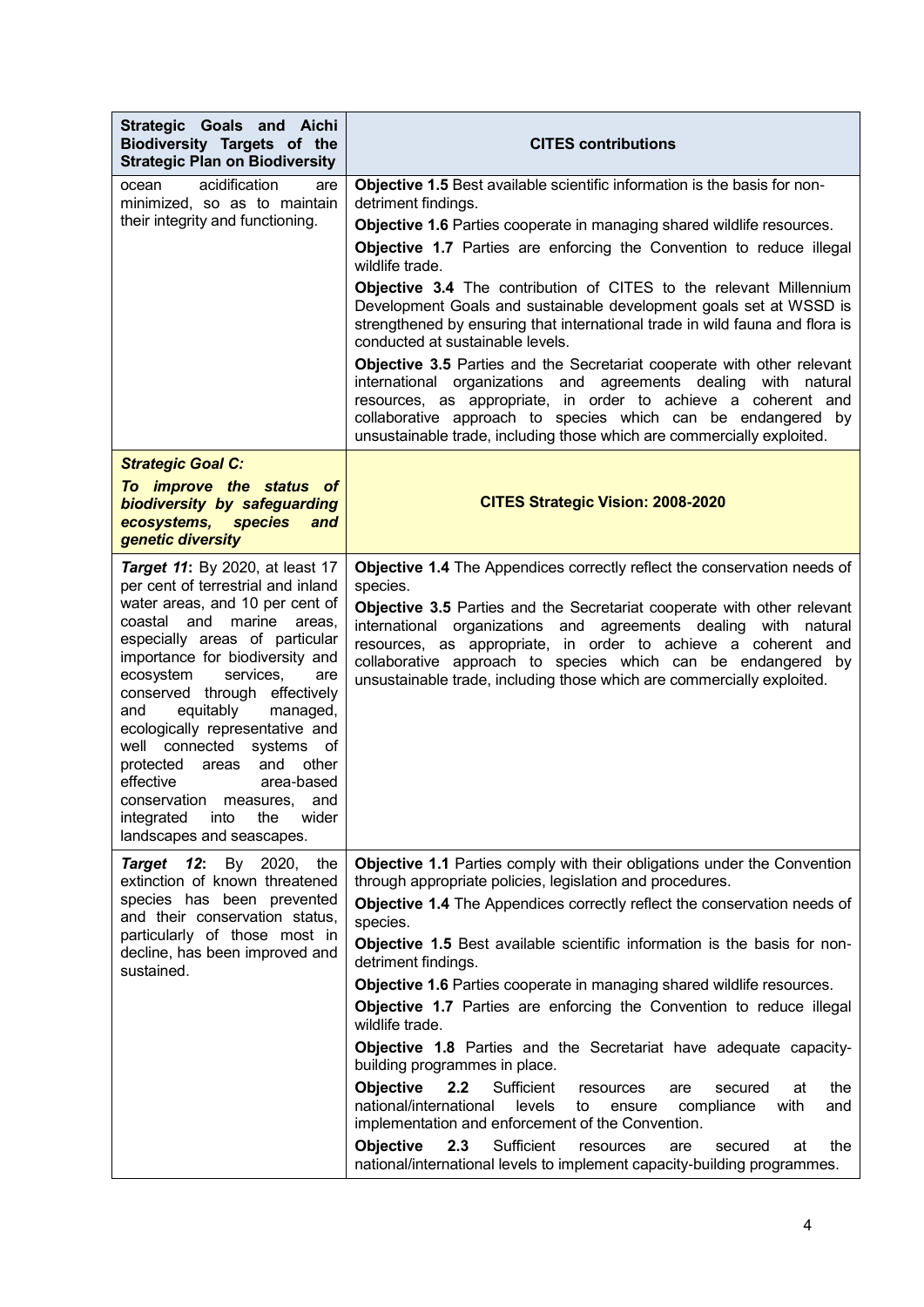| **Strategic Goals and Aichi Biodiversity Targets of the Strategic Plan on Biodiversity** | **CITES contributions** |
|---|---|
| ocean acidification are minimized, so as to maintain their integrity and functioning. | **Objective 1.5** Best available scientific information is the basis for non-detriment findings.<br>**Objective 1.6** Parties cooperate in managing shared wildlife resources.<br>**Objective 1.7** Parties are enforcing the Convention to reduce illegal wildlife trade.<br>**Objective 3.4** The contribution of CITES to the relevant Millennium Development Goals and sustainable development goals set at WSSD is strengthened by ensuring that international trade in wild fauna and flora is conducted at sustainable levels.<br>**Objective 3.5** Parties and the Secretariat cooperate with other relevant international organizations and agreements dealing with natural resources, as appropriate, in order to achieve a coherent and collaborative approach to species which can be endangered by unsustainable trade, including those which are commercially exploited. |
| ***Strategic Goal C:***<br>***To improve the status of biodiversity by safeguarding ecosystems, species and genetic diversity*** | **CITES Strategic Vision: 2008-2020** |
| ***Target 11*:** By 2020, at least 17 per cent of terrestrial and inland water areas, and 10 per cent of coastal and marine areas, especially areas of particular importance for biodiversity and ecosystem services, are conserved through effectively and equitably managed, ecologically representative and well connected systems of protected areas and other effective area-based conservation measures, and integrated into the wider landscapes and seascapes. | **Objective 1.4** The Appendices correctly reflect the conservation needs of species.<br>**Objective 3.5** Parties and the Secretariat cooperate with other relevant international organizations and agreements dealing with natural resources, as appropriate, in order to achieve a coherent and collaborative approach to species which can be endangered by unsustainable trade, including those which are commercially exploited. |
| ***Target 12*:** By 2020, the extinction of known threatened species has been prevented and their conservation status, particularly of those most in decline, has been improved and sustained. | **Objective 1.1** Parties comply with their obligations under the Convention through appropriate policies, legislation and procedures.<br>**Objective 1.4** The Appendices correctly reflect the conservation needs of species.<br>**Objective 1.5** Best available scientific information is the basis for non-detriment findings.<br>**Objective 1.6** Parties cooperate in managing shared wildlife resources.<br>**Objective 1.7** Parties are enforcing the Convention to reduce illegal wildlife trade.<br>**Objective 1.8** Parties and the Secretariat have adequate capacity-building programmes in place.<br>**Objective 2.2** Sufficient resources are secured at the national/international levels to ensure compliance with and implementation and enforcement of the Convention.<br>**Objective 2.3** Sufficient resources are secured at the national/international levels to implement capacity-building programmes. |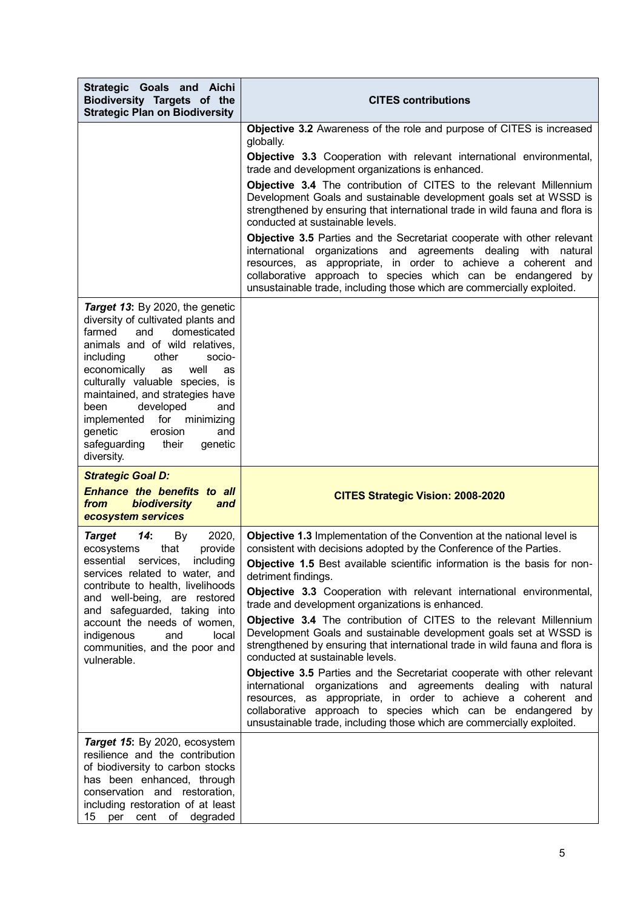| **Strategic Goals and Aichi Biodiversity Targets of the Strategic Plan on Biodiversity** | **CITES contributions** |
| --- | --- |
| | **Objective 3.2** Awareness of the role and purpose of CITES is increased globally.<br>**Objective 3.3** Cooperation with relevant international environmental, trade and development organizations is enhanced.<br>**Objective 3.4** The contribution of CITES to the relevant Millennium Development Goals and sustainable development goals set at WSSD is strengthened by ensuring that international trade in wild fauna and flora is conducted at sustainable levels.<br>**Objective 3.5** Parties and the Secretariat cooperate with other relevant international organizations and agreements dealing with natural resources, as appropriate, in order to achieve a coherent and collaborative approach to species which can be endangered by unsustainable trade, including those which are commercially exploited. |
| ***Target 13*:** By 2020, the genetic diversity of cultivated plants and farmed and domesticated animals and of wild relatives, including other socio-economically as well as culturally valuable species, is maintained, and strategies have been developed and implemented for minimizing genetic erosion and safeguarding their genetic diversity. | |
| ***Strategic Goal D:***<br>***Enhance the benefits to all from biodiversity and ecosystem services*** | **CITES Strategic Vision: 2008-2020** |
| ***Target 14*:** By 2020, ecosystems that provide essential services, including services related to water, and contribute to health, livelihoods and well-being, are restored and safeguarded, taking into account the needs of women, indigenous and local communities, and the poor and vulnerable. | **Objective 1.3** Implementation of the Convention at the national level is consistent with decisions adopted by the Conference of the Parties.<br>**Objective 1.5** Best available scientific information is the basis for non-detriment findings.<br>**Objective 3.3** Cooperation with relevant international environmental, trade and development organizations is enhanced.<br>**Objective 3.4** The contribution of CITES to the relevant Millennium Development Goals and sustainable development goals set at WSSD is strengthened by ensuring that international trade in wild fauna and flora is conducted at sustainable levels.<br>**Objective 3.5** Parties and the Secretariat cooperate with other relevant international organizations and agreements dealing with natural resources, as appropriate, in order to achieve a coherent and collaborative approach to species which can be endangered by unsustainable trade, including those which are commercially exploited. |
| ***Target 15*:** By 2020, ecosystem resilience and the contribution of biodiversity to carbon stocks has been enhanced, through conservation and restoration, including restoration of at least 15 per cent of degraded | |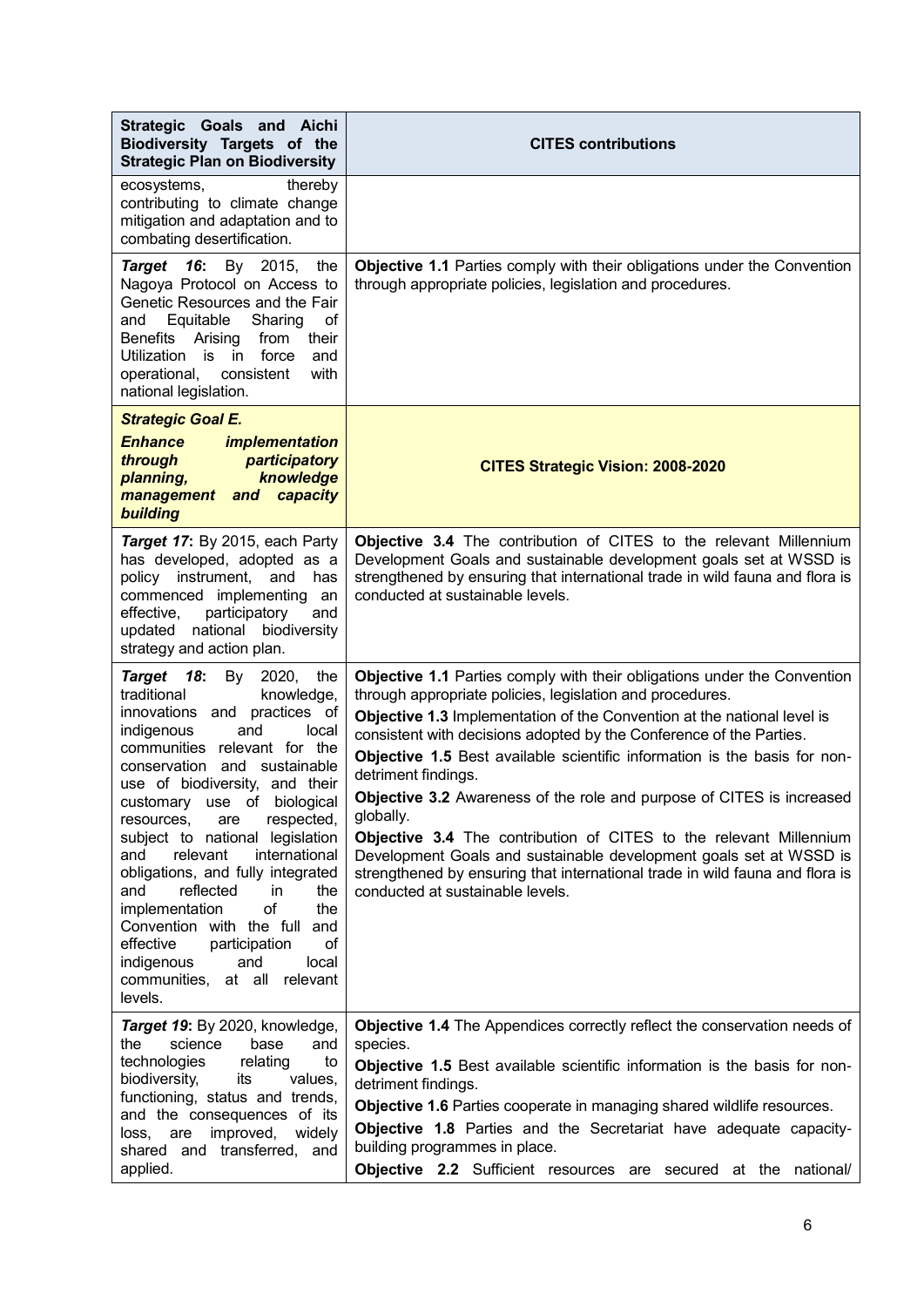| Strategic Goals and Aichi Biodiversity Targets of the Strategic Plan on Biodiversity | CITES contributions |
|---|---|
| ecosystems, thereby contributing to climate change mitigation and adaptation and to combating desertification. | |
| ***Target 16***: By 2015, the Nagoya Protocol on Access to Genetic Resources and the Fair and Equitable Sharing of Benefits Arising from their Utilization is in force and operational, consistent with national legislation. | **Objective 1.1** Parties comply with their obligations under the Convention through appropriate policies, legislation and procedures. |
| ***Strategic Goal E.*** ***Enhance implementation through participatory planning, knowledge management and capacity building*** | **CITES Strategic Vision: 2008-2020** |
| ***Target 17***: By 2015, each Party has developed, adopted as a policy instrument, and has commenced implementing an effective, participatory and updated national biodiversity strategy and action plan. | **Objective 3.4** The contribution of CITES to the relevant Millennium Development Goals and sustainable development goals set at WSSD is strengthened by ensuring that international trade in wild fauna and flora is conducted at sustainable levels. |
| ***Target 18***: By 2020, the traditional knowledge, innovations and practices of indigenous and local communities relevant for the conservation and sustainable use of biodiversity, and their customary use of biological resources, are respected, subject to national legislation and relevant international obligations, and fully integrated and reflected in the implementation of the Convention with the full and effective participation of indigenous and local communities, at all relevant levels. | **Objective 1.1** Parties comply with their obligations under the Convention through appropriate policies, legislation and procedures.<br>**Objective 1.3** Implementation of the Convention at the national level is consistent with decisions adopted by the Conference of the Parties.<br>**Objective 1.5** Best available scientific information is the basis for non-detriment findings.<br>**Objective 3.2** Awareness of the role and purpose of CITES is increased globally.<br>**Objective 3.4** The contribution of CITES to the relevant Millennium Development Goals and sustainable development goals set at WSSD is strengthened by ensuring that international trade in wild fauna and flora is conducted at sustainable levels. |
| ***Target 19***: By 2020, knowledge, the science base and technologies relating to biodiversity, its values, functioning, status and trends, and the consequences of its loss, are improved, widely shared and transferred, and applied. | **Objective 1.4** The Appendices correctly reflect the conservation needs of species.<br>**Objective 1.5** Best available scientific information is the basis for non-detriment findings.<br>**Objective 1.6** Parties cooperate in managing shared wildlife resources.<br>**Objective 1.8** Parties and the Secretariat have adequate capacity-building programmes in place.<br>**Objective 2.2** Sufficient resources are secured at the national/ |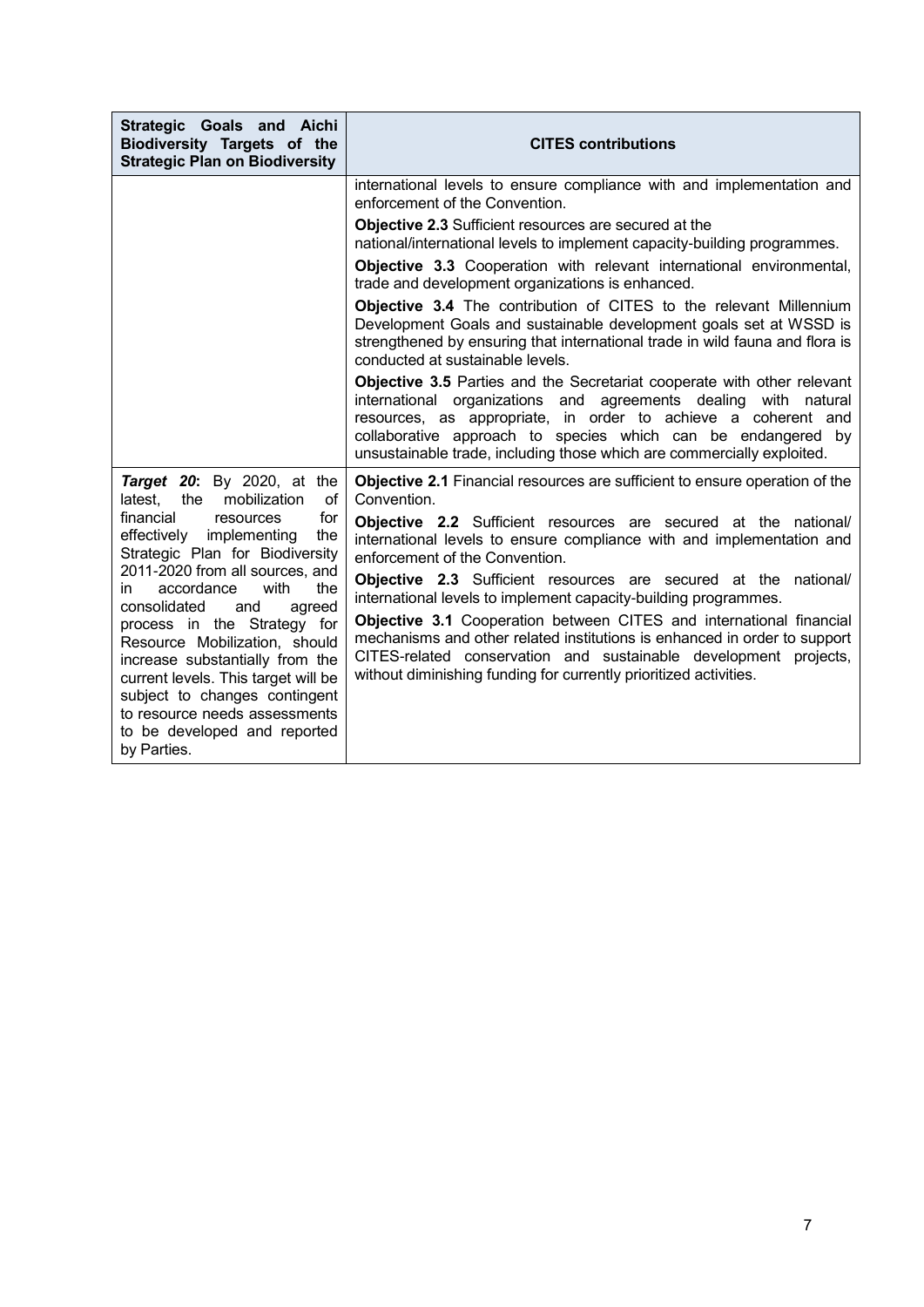| Strategic Goals and Aichi Biodiversity Targets of the Strategic Plan on Biodiversity | CITES contributions |
|---|---|
| | international levels to ensure compliance with and implementation and enforcement of the Convention.<br><br>**Objective 2.3** Sufficient resources are secured at the national/international levels to implement capacity-building programmes.<br><br>**Objective 3.3** Cooperation with relevant international environmental, trade and development organizations is enhanced.<br><br>**Objective 3.4** The contribution of CITES to the relevant Millennium Development Goals and sustainable development goals set at WSSD is strengthened by ensuring that international trade in wild fauna and flora is conducted at sustainable levels.<br><br>**Objective 3.5** Parties and the Secretariat cooperate with other relevant international organizations and agreements dealing with natural resources, as appropriate, in order to achieve a coherent and collaborative approach to species which can be endangered by unsustainable trade, including those which are commercially exploited. |
| ***Target 20*:** By 2020, at the latest, the mobilization of financial resources for effectively implementing the Strategic Plan for Biodiversity 2011-2020 from all sources, and in accordance with the consolidated and agreed process in the Strategy for Resource Mobilization, should increase substantially from the current levels. This target will be subject to changes contingent to resource needs assessments to be developed and reported by Parties. | **Objective 2.1** Financial resources are sufficient to ensure operation of the Convention.<br><br>**Objective 2.2** Sufficient resources are secured at the national/ international levels to ensure compliance with and implementation and enforcement of the Convention.<br><br>**Objective 2.3** Sufficient resources are secured at the national/ international levels to implement capacity-building programmes.<br><br>**Objective 3.1** Cooperation between CITES and international financial mechanisms and other related institutions is enhanced in order to support CITES-related conservation and sustainable development projects, without diminishing funding for currently prioritized activities. |